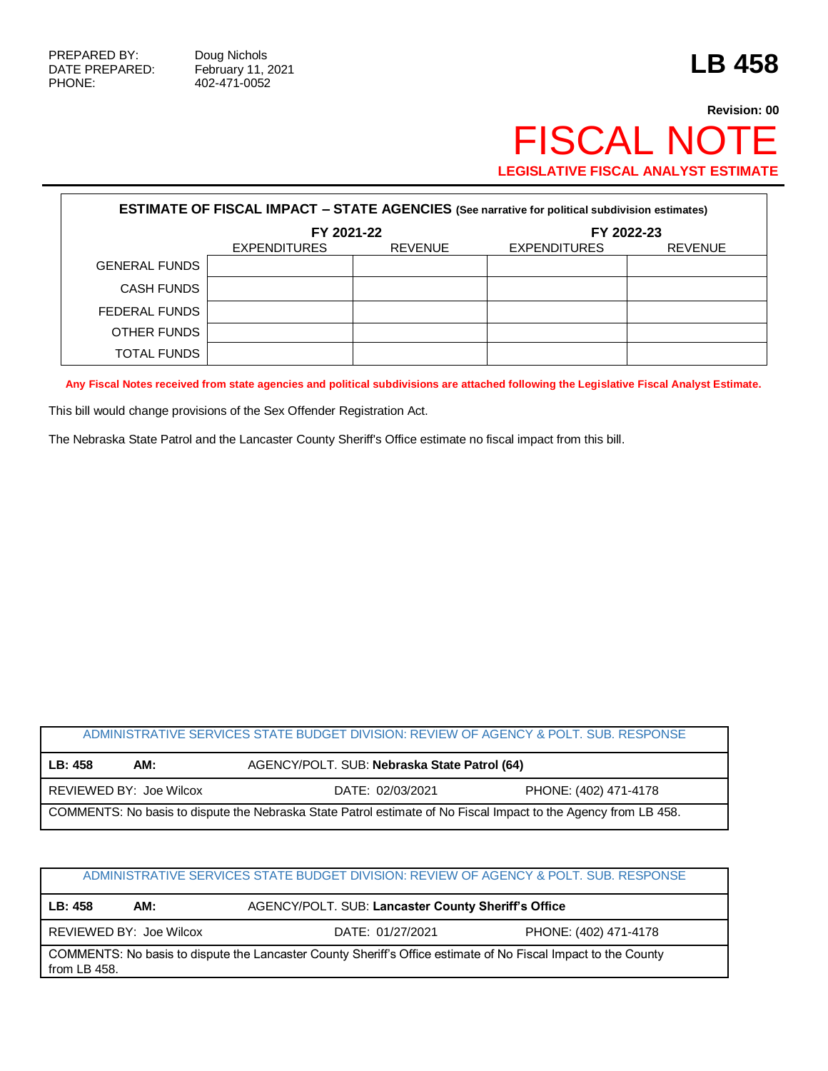PREPARED BY: Doug Nichols
DATE PREPARED: February 11, 2021
PHONE: 402-471-0052

# LB 458

**Revision: 00**

# FISCAL NOTE

**LEGISLATIVE FISCAL ANALYST ESTIMATE**

| **ESTIMATE OF FISCAL IMPACT – STATE AGENCIES** (See narrative for political subdivision estimates) | | | | |
|---|---|---|---|---|
| | **FY 2021-22** | | **FY 2022-23** | |
| | EXPENDITURES | REVENUE | EXPENDITURES | REVENUE |
| GENERAL FUNDS | | | | |
| CASH FUNDS | | | | |
| FEDERAL FUNDS | | | | |
| OTHER FUNDS | | | | |
| TOTAL FUNDS | | | | |

**Any Fiscal Notes received from state agencies and political subdivisions are attached following the Legislative Fiscal Analyst Estimate.**

This bill would change provisions of the Sex Offender Registration Act.

The Nebraska State Patrol and the Lancaster County Sheriff's Office estimate no fiscal impact from this bill.

| ADMINISTRATIVE SERVICES STATE BUDGET DIVISION: REVIEW OF AGENCY & POLT. SUB. RESPONSE | | |
|---|---|---|
| **LB: 458** **AM:** | AGENCY/POLT. SUB: **Nebraska State Patrol (64)** | |
| REVIEWED BY: Joe Wilcox | DATE: 02/03/2021 | PHONE: (402) 471-4178 |
| COMMENTS: No basis to dispute the Nebraska State Patrol estimate of No Fiscal Impact to the Agency from LB 458. | | |

| ADMINISTRATIVE SERVICES STATE BUDGET DIVISION: REVIEW OF AGENCY & POLT. SUB. RESPONSE | | |
|---|---|---|
| **LB: 458** **AM:** | AGENCY/POLT. SUB: **Lancaster County Sheriff's Office** | |
| REVIEWED BY: Joe Wilcox | DATE: 01/27/2021 | PHONE: (402) 471-4178 |
| COMMENTS: No basis to dispute the Lancaster County Sheriff's Office estimate of No Fiscal Impact to the County from LB 458. | | |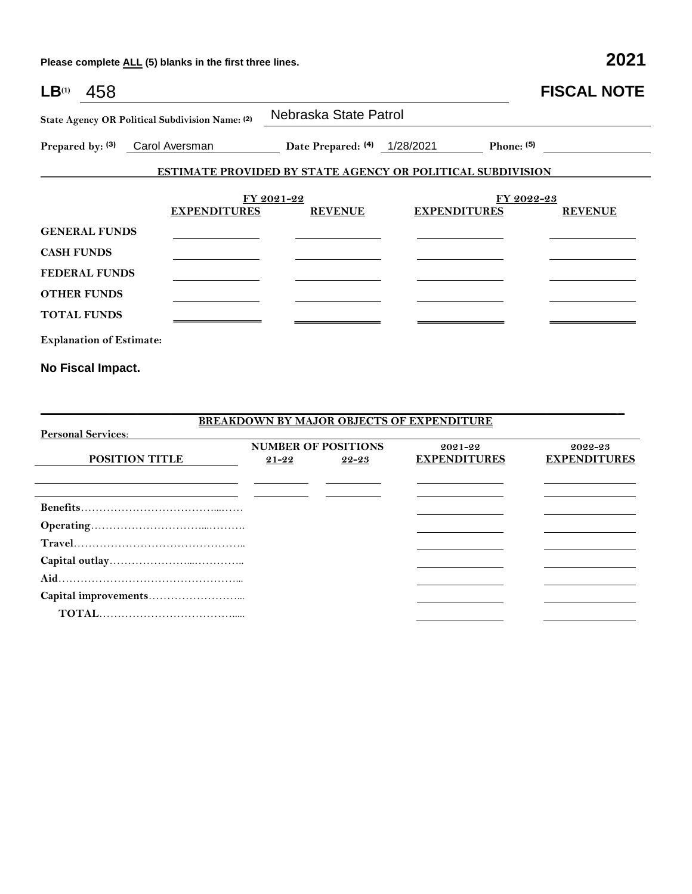Please complete ALL (5) blanks in the first three lines. **2021**

**LB**(1) 458 **FISCAL NOTE**

**State Agency OR Political Subdivision Name:** (2) Nebraska State Patrol

**Prepared by:** (3) Carol Aversman **Date Prepared:** (4) 1/28/2021 **Phone:** (5)

## ESTIMATE PROVIDED BY STATE AGENCY OR POLITICAL SUBDIVISION

| | FY 2021-22 | | FY 2022-23 | |
|---|---|---|---|---|
| | **EXPENDITURES** | **REVENUE** | **EXPENDITURES** | **REVENUE** |
| **GENERAL FUNDS** | | | | |
| **CASH FUNDS** | | | | |
| **FEDERAL FUNDS** | | | | |
| **OTHER FUNDS** | | | | |
| **TOTAL FUNDS** | | | | |

**Explanation of Estimate:**

**No Fiscal Impact.**

## BREAKDOWN BY MAJOR OBJECTS OF EXPENDITURE

**Personal Services:**

| POSITION TITLE | NUMBER OF POSITIONS 21-22 | NUMBER OF POSITIONS 22-23 | 2021-22 EXPENDITURES | 2022-23 EXPENDITURES |
|---|---|---|---|---|
| | | | | |
| | | | | |
| **Benefits** | | | | |
| **Operating** | | | | |
| **Travel** | | | | |
| **Capital outlay** | | | | |
| **Aid** | | | | |
| **Capital improvements** | | | | |
| **TOTAL** | | | | |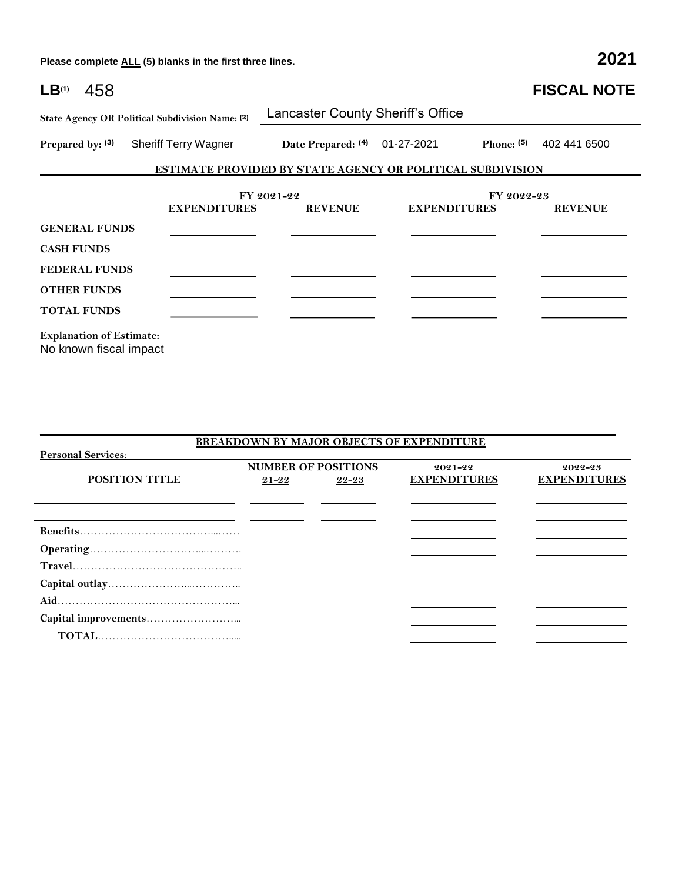Please complete ALL (5) blanks in the first three lines. **2021**

**LB(1)** 458 **FISCAL NOTE**

**State Agency OR Political Subdivision Name: (2)** Lancaster County Sheriff's Office

**Prepared by: (3)** Sheriff Terry Wagner **Date Prepared: (4)** 01-27-2021 **Phone: (5)** 402 441 6500

## ESTIMATE PROVIDED BY STATE AGENCY OR POLITICAL SUBDIVISION

| | FY 2021-22 | | FY 2022-23 | |
|---|---|---|---|---|
| | EXPENDITURES | REVENUE | EXPENDITURES | REVENUE |
| GENERAL FUNDS | | | | |
| CASH FUNDS | | | | |
| FEDERAL FUNDS | | | | |
| OTHER FUNDS | | | | |
| TOTAL FUNDS | | | | |

**Explanation of Estimate:**
No known fiscal impact

## BREAKDOWN BY MAJOR OBJECTS OF EXPENDITURE

**Personal Services:**

| POSITION TITLE | NUMBER OF POSITIONS 21-22 | NUMBER OF POSITIONS 22-23 | 2021-22 EXPENDITURES | 2022-23 EXPENDITURES |
|---|---|---|---|---|
| | | | | |
| | | | | |
| Benefits | | | | |
| Operating | | | | |
| Travel | | | | |
| Capital outlay | | | | |
| Aid | | | | |
| Capital improvements | | | | |
| TOTAL | | | | |